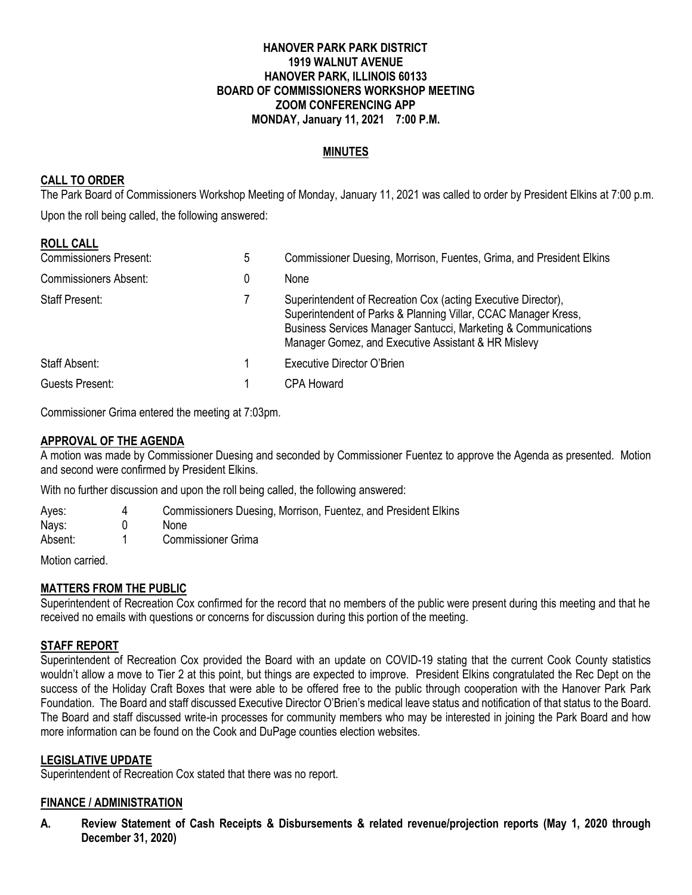**HANOVER PARK PARK DISTRICT**
**1919 WALNUT AVENUE**
**HANOVER PARK, ILLINOIS 60133**
**BOARD OF COMMISSIONERS WORKSHOP MEETING**
**ZOOM CONFERENCING APP**
**MONDAY, January 11, 2021 7:00 P.M.**

## MINUTES

### CALL TO ORDER

The Park Board of Commissioners Workshop Meeting of Monday, January 11, 2021 was called to order by President Elkins at 7:00 p.m.

Upon the roll being called, the following answered:

### ROLL CALL

| | | |
|---|---|---|
| Commissioners Present: | 5 | Commissioner Duesing, Morrison, Fuentes, Grima, and President Elkins |
| Commissioners Absent: | 0 | None |
| Staff Present: | 7 | Superintendent of Recreation Cox (acting Executive Director), Superintendent of Parks & Planning Villar, CCAC Manager Kress, Business Services Manager Santucci, Marketing & Communications Manager Gomez, and Executive Assistant & HR Mislevy |
| Staff Absent: | 1 | Executive Director O'Brien |
| Guests Present: | 1 | CPA Howard |

Commissioner Grima entered the meeting at 7:03pm.

### APPROVAL OF THE AGENDA

A motion was made by Commissioner Duesing and seconded by Commissioner Fuentez to approve the Agenda as presented. Motion and second were confirmed by President Elkins.

With no further discussion and upon the roll being called, the following answered:

| | | |
|---|---|---|
| Ayes: | 4 | Commissioners Duesing, Morrison, Fuentez, and President Elkins |
| Nays: | 0 | None |
| Absent: | 1 | Commissioner Grima |

Motion carried.

### MATTERS FROM THE PUBLIC

Superintendent of Recreation Cox confirmed for the record that no members of the public were present during this meeting and that he received no emails with questions or concerns for discussion during this portion of the meeting.

### STAFF REPORT

Superintendent of Recreation Cox provided the Board with an update on COVID-19 stating that the current Cook County statistics wouldn't allow a move to Tier 2 at this point, but things are expected to improve. President Elkins congratulated the Rec Dept on the success of the Holiday Craft Boxes that were able to be offered free to the public through cooperation with the Hanover Park Park Foundation. The Board and staff discussed Executive Director O'Brien's medical leave status and notification of that status to the Board. The Board and staff discussed write-in processes for community members who may be interested in joining the Park Board and how more information can be found on the Cook and DuPage counties election websites.

### LEGISLATIVE UPDATE

Superintendent of Recreation Cox stated that there was no report.

### FINANCE / ADMINISTRATION

**A. Review Statement of Cash Receipts & Disbursements & related revenue/projection reports (May 1, 2020 through December 31, 2020)**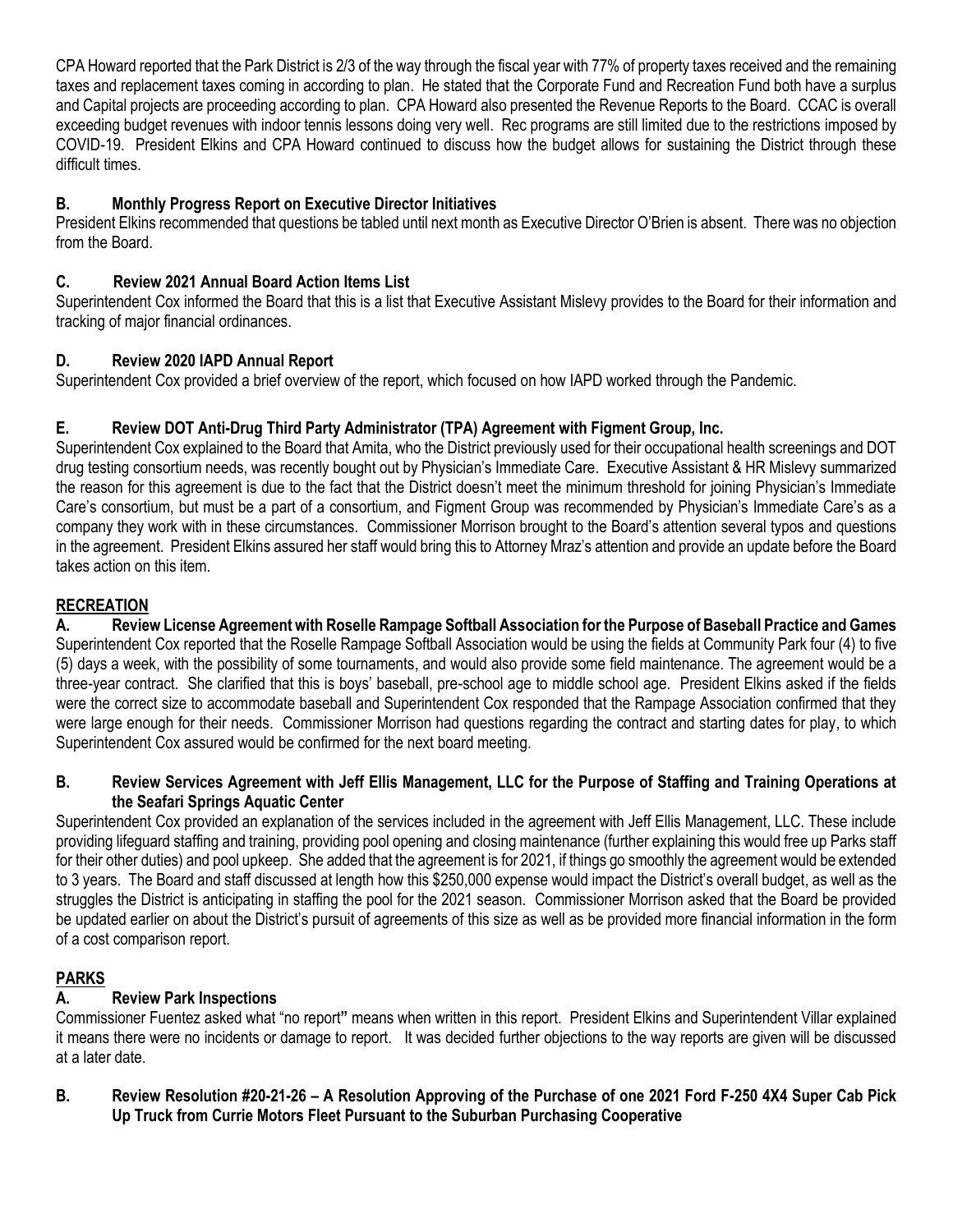CPA Howard reported that the Park District is 2/3 of the way through the fiscal year with 77% of property taxes received and the remaining taxes and replacement taxes coming in according to plan. He stated that the Corporate Fund and Recreation Fund both have a surplus and Capital projects are proceeding according to plan. CPA Howard also presented the Revenue Reports to the Board. CCAC is overall exceeding budget revenues with indoor tennis lessons doing very well. Rec programs are still limited due to the restrictions imposed by COVID-19. President Elkins and CPA Howard continued to discuss how the budget allows for sustaining the District through these difficult times.

**B. Monthly Progress Report on Executive Director Initiatives**

President Elkins recommended that questions be tabled until next month as Executive Director O'Brien is absent. There was no objection from the Board.

**C. Review 2021 Annual Board Action Items List**

Superintendent Cox informed the Board that this is a list that Executive Assistant Mislevy provides to the Board for their information and tracking of major financial ordinances.

**D. Review 2020 IAPD Annual Report**

Superintendent Cox provided a brief overview of the report, which focused on how IAPD worked through the Pandemic.

**E. Review DOT Anti-Drug Third Party Administrator (TPA) Agreement with Figment Group, Inc.**

Superintendent Cox explained to the Board that Amita, who the District previously used for their occupational health screenings and DOT drug testing consortium needs, was recently bought out by Physician's Immediate Care. Executive Assistant & HR Mislevy summarized the reason for this agreement is due to the fact that the District doesn't meet the minimum threshold for joining Physician's Immediate Care's consortium, but must be a part of a consortium, and Figment Group was recommended by Physician's Immediate Care's as a company they work with in these circumstances. Commissioner Morrison brought to the Board's attention several typos and questions in the agreement. President Elkins assured her staff would bring this to Attorney Mraz's attention and provide an update before the Board takes action on this item.

**RECREATION**

**A. Review License Agreement with Roselle Rampage Softball Association for the Purpose of Baseball Practice and Games**

Superintendent Cox reported that the Roselle Rampage Softball Association would be using the fields at Community Park four (4) to five (5) days a week, with the possibility of some tournaments, and would also provide some field maintenance. The agreement would be a three-year contract. She clarified that this is boys' baseball, pre-school age to middle school age. President Elkins asked if the fields were the correct size to accommodate baseball and Superintendent Cox responded that the Rampage Association confirmed that they were large enough for their needs. Commissioner Morrison had questions regarding the contract and starting dates for play, to which Superintendent Cox assured would be confirmed for the next board meeting.

**B. Review Services Agreement with Jeff Ellis Management, LLC for the Purpose of Staffing and Training Operations at the Seafari Springs Aquatic Center**

Superintendent Cox provided an explanation of the services included in the agreement with Jeff Ellis Management, LLC. These include providing lifeguard staffing and training, providing pool opening and closing maintenance (further explaining this would free up Parks staff for their other duties) and pool upkeep. She added that the agreement is for 2021, if things go smoothly the agreement would be extended to 3 years. The Board and staff discussed at length how this $250,000 expense would impact the District's overall budget, as well as the struggles the District is anticipating in staffing the pool for the 2021 season. Commissioner Morrison asked that the Board be provided be updated earlier on about the District's pursuit of agreements of this size as well as be provided more financial information in the form of a cost comparison report.

**PARKS**

**A. Review Park Inspections**

Commissioner Fuentez asked what "no report" means when written in this report. President Elkins and Superintendent Villar explained it means there were no incidents or damage to report. It was decided further objections to the way reports are given will be discussed at a later date.

**B. Review Resolution #20-21-26 – A Resolution Approving of the Purchase of one 2021 Ford F-250 4X4 Super Cab Pick Up Truck from Currie Motors Fleet Pursuant to the Suburban Purchasing Cooperative**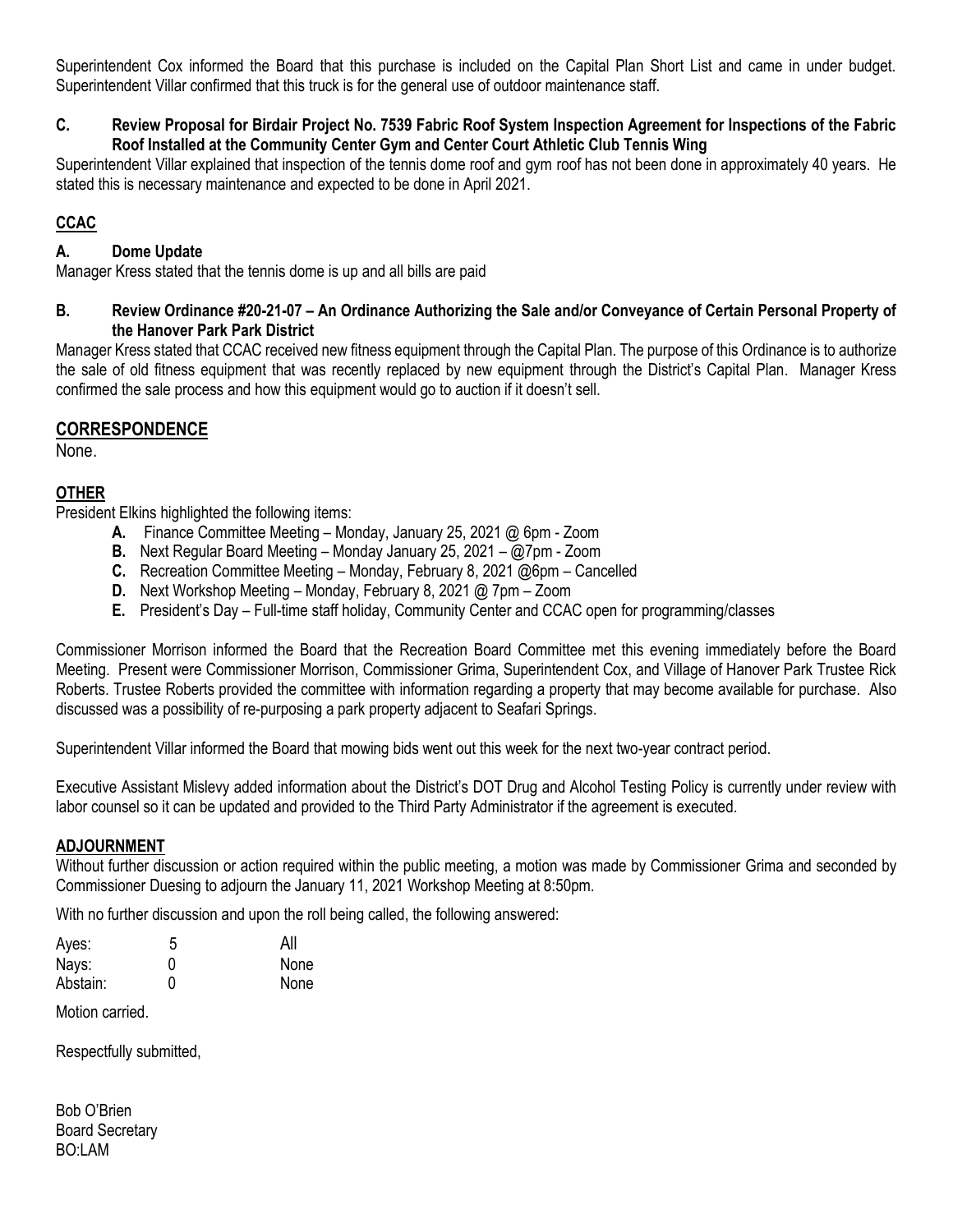Superintendent Cox informed the Board that this purchase is included on the Capital Plan Short List and came in under budget. Superintendent Villar confirmed that this truck is for the general use of outdoor maintenance staff.

**C. Review Proposal for Birdair Project No. 7539 Fabric Roof System Inspection Agreement for Inspections of the Fabric Roof Installed at the Community Center Gym and Center Court Athletic Club Tennis Wing**

Superintendent Villar explained that inspection of the tennis dome roof and gym roof has not been done in approximately 40 years. He stated this is necessary maintenance and expected to be done in April 2021.

## CCAC

**A. Dome Update**

Manager Kress stated that the tennis dome is up and all bills are paid

**B. Review Ordinance #20-21-07 – An Ordinance Authorizing the Sale and/or Conveyance of Certain Personal Property of the Hanover Park Park District**

Manager Kress stated that CCAC received new fitness equipment through the Capital Plan. The purpose of this Ordinance is to authorize the sale of old fitness equipment that was recently replaced by new equipment through the District's Capital Plan. Manager Kress confirmed the sale process and how this equipment would go to auction if it doesn't sell.

## CORRESPONDENCE

None.

## OTHER

President Elkins highlighted the following items:

- **A.** Finance Committee Meeting – Monday, January 25, 2021 @ 6pm - Zoom
- **B.** Next Regular Board Meeting – Monday January 25, 2021 – @7pm - Zoom
- **C.** Recreation Committee Meeting – Monday, February 8, 2021 @6pm – Cancelled
- **D.** Next Workshop Meeting – Monday, February 8, 2021 @ 7pm – Zoom
- **E.** President's Day – Full-time staff holiday, Community Center and CCAC open for programming/classes

Commissioner Morrison informed the Board that the Recreation Board Committee met this evening immediately before the Board Meeting. Present were Commissioner Morrison, Commissioner Grima, Superintendent Cox, and Village of Hanover Park Trustee Rick Roberts. Trustee Roberts provided the committee with information regarding a property that may become available for purchase. Also discussed was a possibility of re-purposing a park property adjacent to Seafari Springs.

Superintendent Villar informed the Board that mowing bids went out this week for the next two-year contract period.

Executive Assistant Mislevy added information about the District's DOT Drug and Alcohol Testing Policy is currently under review with labor counsel so it can be updated and provided to the Third Party Administrator if the agreement is executed.

## ADJOURNMENT

Without further discussion or action required within the public meeting, a motion was made by Commissioner Grima and seconded by Commissioner Duesing to adjourn the January 11, 2021 Workshop Meeting at 8:50pm.

With no further discussion and upon the roll being called, the following answered:

| | | |
|---|---|---|
| Ayes: | 5 | All |
| Nays: | 0 | None |
| Abstain: | 0 | None |

Motion carried.

Respectfully submitted,

Bob O'Brien
Board Secretary
BO:LAM